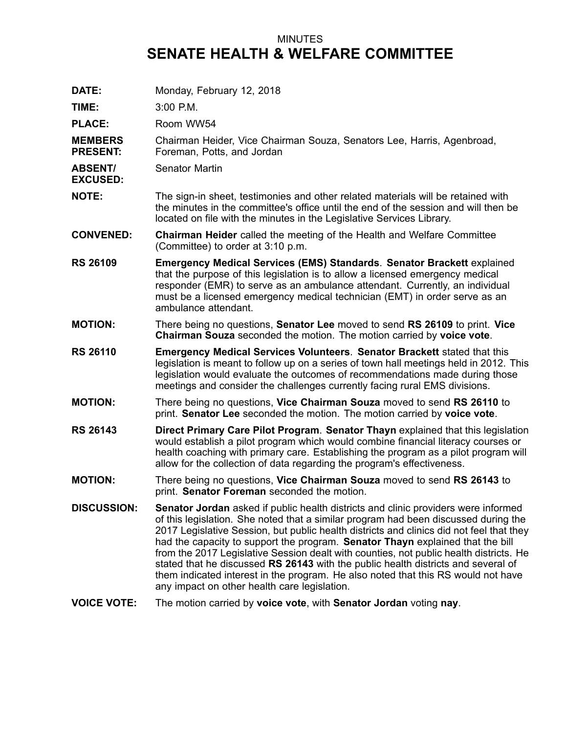MINUTES

# SENATE HEALTH & WELFARE COMMITTEE

**DATE:** Monday, February 12, 2018

**TIME:** 3:00 P.M.

**PLACE:** Room WW54

**MEMBERS PRESENT:** Chairman Heider, Vice Chairman Souza, Senators Lee, Harris, Agenbroad, Foreman, Potts, and Jordan

**ABSENT/ EXCUSED:** Senator Martin

**NOTE:** The sign-in sheet, testimonies and other related materials will be retained with the minutes in the committee's office until the end of the session and will then be located on file with the minutes in the Legislative Services Library.

**CONVENED:** **Chairman Heider** called the meeting of the Health and Welfare Committee (Committee) to order at 3:10 p.m.

**RS 26109** **Emergency Medical Services (EMS) Standards**. **Senator Brackett** explained that the purpose of this legislation is to allow a licensed emergency medical responder (EMR) to serve as an ambulance attendant. Currently, an individual must be a licensed emergency medical technician (EMT) in order serve as an ambulance attendant.

**MOTION:** There being no questions, **Senator Lee** moved to send **RS 26109** to print. **Vice Chairman Souza** seconded the motion. The motion carried by **voice vote**.

**RS 26110** **Emergency Medical Services Volunteers**. **Senator Brackett** stated that this legislation is meant to follow up on a series of town hall meetings held in 2012. This legislation would evaluate the outcomes of recommendations made during those meetings and consider the challenges currently facing rural EMS divisions.

**MOTION:** There being no questions, **Vice Chairman Souza** moved to send **RS 26110** to print. **Senator Lee** seconded the motion. The motion carried by **voice vote**.

**RS 26143** **Direct Primary Care Pilot Program**. **Senator Thayn** explained that this legislation would establish a pilot program which would combine financial literacy courses or health coaching with primary care. Establishing the program as a pilot program will allow for the collection of data regarding the program's effectiveness.

**MOTION:** There being no questions, **Vice Chairman Souza** moved to send **RS 26143** to print. **Senator Foreman** seconded the motion.

**DISCUSSION:** **Senator Jordan** asked if public health districts and clinic providers were informed of this legislation. She noted that a similar program had been discussed during the 2017 Legislative Session, but public health districts and clinics did not feel that they had the capacity to support the program. **Senator Thayn** explained that the bill from the 2017 Legislative Session dealt with counties, not public health districts. He stated that he discussed **RS 26143** with the public health districts and several of them indicated interest in the program. He also noted that this RS would not have any impact on other health care legislation.

**VOICE VOTE:** The motion carried by **voice vote**, with **Senator Jordan** voting **nay**.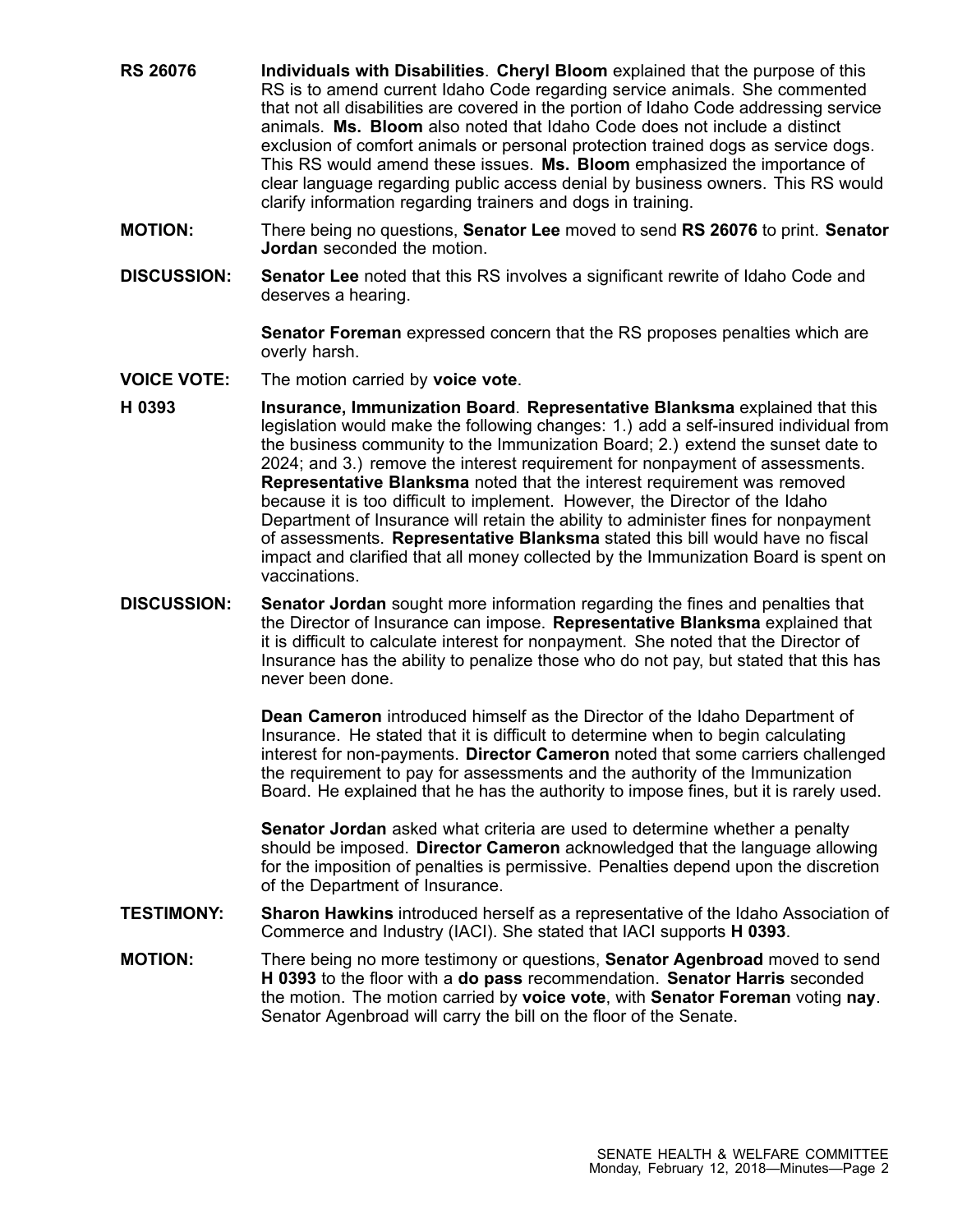**RS 26076** **Individuals with Disabilities**. **Cheryl Bloom** explained that the purpose of this RS is to amend current Idaho Code regarding service animals. She commented that not all disabilities are covered in the portion of Idaho Code addressing service animals. **Ms. Bloom** also noted that Idaho Code does not include a distinct exclusion of comfort animals or personal protection trained dogs as service dogs. This RS would amend these issues. **Ms. Bloom** emphasized the importance of clear language regarding public access denial by business owners. This RS would clarify information regarding trainers and dogs in training.

**MOTION:** There being no questions, **Senator Lee** moved to send **RS 26076** to print. **Senator Jordan** seconded the motion.

**DISCUSSION:** **Senator Lee** noted that this RS involves a significant rewrite of Idaho Code and deserves a hearing.

**Senator Foreman** expressed concern that the RS proposes penalties which are overly harsh.

**VOICE VOTE:** The motion carried by **voice vote**.

**H 0393** **Insurance, Immunization Board**. **Representative Blanksma** explained that this legislation would make the following changes: 1.) add a self-insured individual from the business community to the Immunization Board; 2.) extend the sunset date to 2024; and 3.) remove the interest requirement for nonpayment of assessments. **Representative Blanksma** noted that the interest requirement was removed because it is too difficult to implement. However, the Director of the Idaho Department of Insurance will retain the ability to administer fines for nonpayment of assessments. **Representative Blanksma** stated this bill would have no fiscal impact and clarified that all money collected by the Immunization Board is spent on vaccinations.

**DISCUSSION:** **Senator Jordan** sought more information regarding the fines and penalties that the Director of Insurance can impose. **Representative Blanksma** explained that it is difficult to calculate interest for nonpayment. She noted that the Director of Insurance has the ability to penalize those who do not pay, but stated that this has never been done.

**Dean Cameron** introduced himself as the Director of the Idaho Department of Insurance. He stated that it is difficult to determine when to begin calculating interest for non-payments. **Director Cameron** noted that some carriers challenged the requirement to pay for assessments and the authority of the Immunization Board. He explained that he has the authority to impose fines, but it is rarely used.

**Senator Jordan** asked what criteria are used to determine whether a penalty should be imposed. **Director Cameron** acknowledged that the language allowing for the imposition of penalties is permissive. Penalties depend upon the discretion of the Department of Insurance.

**TESTIMONY:** **Sharon Hawkins** introduced herself as a representative of the Idaho Association of Commerce and Industry (IACI). She stated that IACI supports **H 0393**.

**MOTION:** There being no more testimony or questions, **Senator Agenbroad** moved to send **H 0393** to the floor with a **do pass** recommendation. **Senator Harris** seconded the motion. The motion carried by **voice vote**, with **Senator Foreman** voting **nay**. Senator Agenbroad will carry the bill on the floor of the Senate.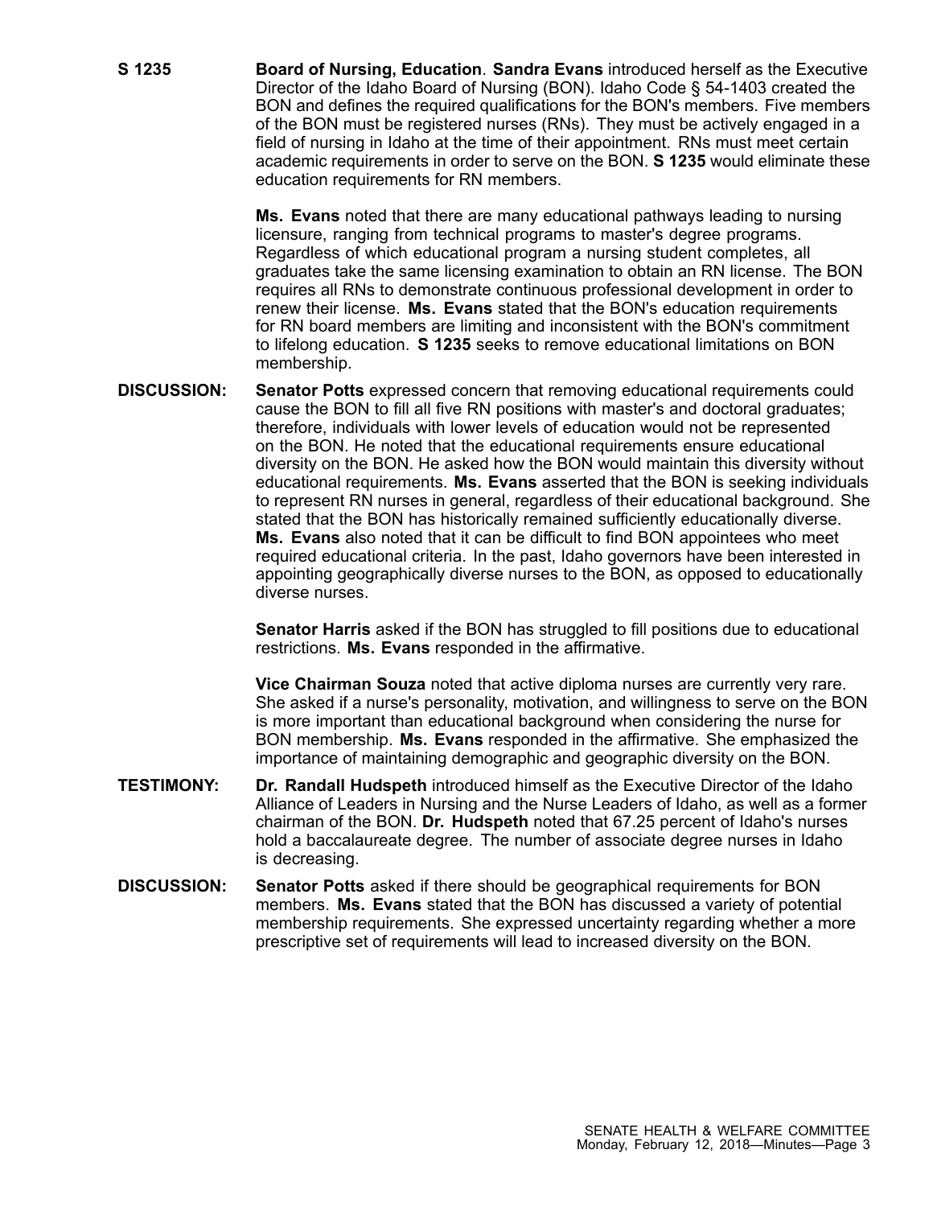**S 1235** **Board of Nursing, Education**. **Sandra Evans** introduced herself as the Executive Director of the Idaho Board of Nursing (BON). Idaho Code § 54-1403 created the BON and defines the required qualifications for the BON's members. Five members of the BON must be registered nurses (RNs). They must be actively engaged in a field of nursing in Idaho at the time of their appointment. RNs must meet certain academic requirements in order to serve on the BON. **S 1235** would eliminate these education requirements for RN members.

**Ms. Evans** noted that there are many educational pathways leading to nursing licensure, ranging from technical programs to master's degree programs. Regardless of which educational program a nursing student completes, all graduates take the same licensing examination to obtain an RN license. The BON requires all RNs to demonstrate continuous professional development in order to renew their license. **Ms. Evans** stated that the BON's education requirements for RN board members are limiting and inconsistent with the BON's commitment to lifelong education. **S 1235** seeks to remove educational limitations on BON membership.

**DISCUSSION:** **Senator Potts** expressed concern that removing educational requirements could cause the BON to fill all five RN positions with master's and doctoral graduates; therefore, individuals with lower levels of education would not be represented on the BON. He noted that the educational requirements ensure educational diversity on the BON. He asked how the BON would maintain this diversity without educational requirements. **Ms. Evans** asserted that the BON is seeking individuals to represent RN nurses in general, regardless of their educational background. She stated that the BON has historically remained sufficiently educationally diverse. **Ms. Evans** also noted that it can be difficult to find BON appointees who meet required educational criteria. In the past, Idaho governors have been interested in appointing geographically diverse nurses to the BON, as opposed to educationally diverse nurses.

**Senator Harris** asked if the BON has struggled to fill positions due to educational restrictions. **Ms. Evans** responded in the affirmative.

**Vice Chairman Souza** noted that active diploma nurses are currently very rare. She asked if a nurse's personality, motivation, and willingness to serve on the BON is more important than educational background when considering the nurse for BON membership. **Ms. Evans** responded in the affirmative. She emphasized the importance of maintaining demographic and geographic diversity on the BON.

**TESTIMONY:** **Dr. Randall Hudspeth** introduced himself as the Executive Director of the Idaho Alliance of Leaders in Nursing and the Nurse Leaders of Idaho, as well as a former chairman of the BON. **Dr. Hudspeth** noted that 67.25 percent of Idaho's nurses hold a baccalaureate degree. The number of associate degree nurses in Idaho is decreasing.

**DISCUSSION:** **Senator Potts** asked if there should be geographical requirements for BON members. **Ms. Evans** stated that the BON has discussed a variety of potential membership requirements. She expressed uncertainty regarding whether a more prescriptive set of requirements will lead to increased diversity on the BON.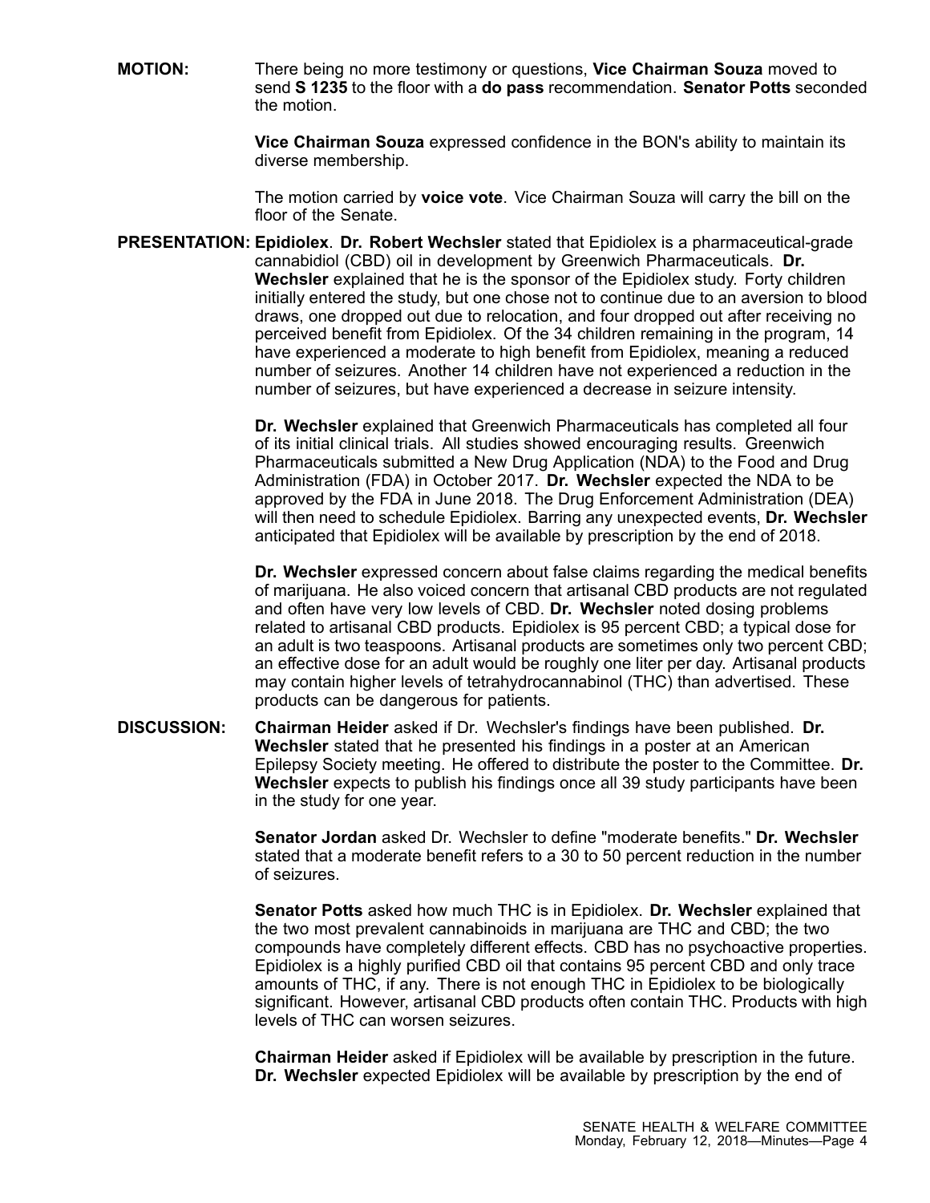**MOTION:** There being no more testimony or questions, **Vice Chairman Souza** moved to send **S 1235** to the floor with a **do pass** recommendation. **Senator Potts** seconded the motion.

**Vice Chairman Souza** expressed confidence in the BON's ability to maintain its diverse membership.

The motion carried by **voice vote**. Vice Chairman Souza will carry the bill on the floor of the Senate.

**PRESENTATION:** **Epidiolex**. **Dr. Robert Wechsler** stated that Epidiolex is a pharmaceutical-grade cannabidiol (CBD) oil in development by Greenwich Pharmaceuticals. **Dr. Wechsler** explained that he is the sponsor of the Epidiolex study. Forty children initially entered the study, but one chose not to continue due to an aversion to blood draws, one dropped out due to relocation, and four dropped out after receiving no perceived benefit from Epidiolex. Of the 34 children remaining in the program, 14 have experienced a moderate to high benefit from Epidiolex, meaning a reduced number of seizures. Another 14 children have not experienced a reduction in the number of seizures, but have experienced a decrease in seizure intensity.

**Dr. Wechsler** explained that Greenwich Pharmaceuticals has completed all four of its initial clinical trials. All studies showed encouraging results. Greenwich Pharmaceuticals submitted a New Drug Application (NDA) to the Food and Drug Administration (FDA) in October 2017. **Dr. Wechsler** expected the NDA to be approved by the FDA in June 2018. The Drug Enforcement Administration (DEA) will then need to schedule Epidiolex. Barring any unexpected events, **Dr. Wechsler** anticipated that Epidiolex will be available by prescription by the end of 2018.

**Dr. Wechsler** expressed concern about false claims regarding the medical benefits of marijuana. He also voiced concern that artisanal CBD products are not regulated and often have very low levels of CBD. **Dr. Wechsler** noted dosing problems related to artisanal CBD products. Epidiolex is 95 percent CBD; a typical dose for an adult is two teaspoons. Artisanal products are sometimes only two percent CBD; an effective dose for an adult would be roughly one liter per day. Artisanal products may contain higher levels of tetrahydrocannabinol (THC) than advertised. These products can be dangerous for patients.

**DISCUSSION:** **Chairman Heider** asked if Dr. Wechsler's findings have been published. **Dr. Wechsler** stated that he presented his findings in a poster at an American Epilepsy Society meeting. He offered to distribute the poster to the Committee. **Dr. Wechsler** expects to publish his findings once all 39 study participants have been in the study for one year.

**Senator Jordan** asked Dr. Wechsler to define "moderate benefits." **Dr. Wechsler** stated that a moderate benefit refers to a 30 to 50 percent reduction in the number of seizures.

**Senator Potts** asked how much THC is in Epidiolex. **Dr. Wechsler** explained that the two most prevalent cannabinoids in marijuana are THC and CBD; the two compounds have completely different effects. CBD has no psychoactive properties. Epidiolex is a highly purified CBD oil that contains 95 percent CBD and only trace amounts of THC, if any. There is not enough THC in Epidiolex to be biologically significant. However, artisanal CBD products often contain THC. Products with high levels of THC can worsen seizures.

**Chairman Heider** asked if Epidiolex will be available by prescription in the future. **Dr. Wechsler** expected Epidiolex will be available by prescription by the end of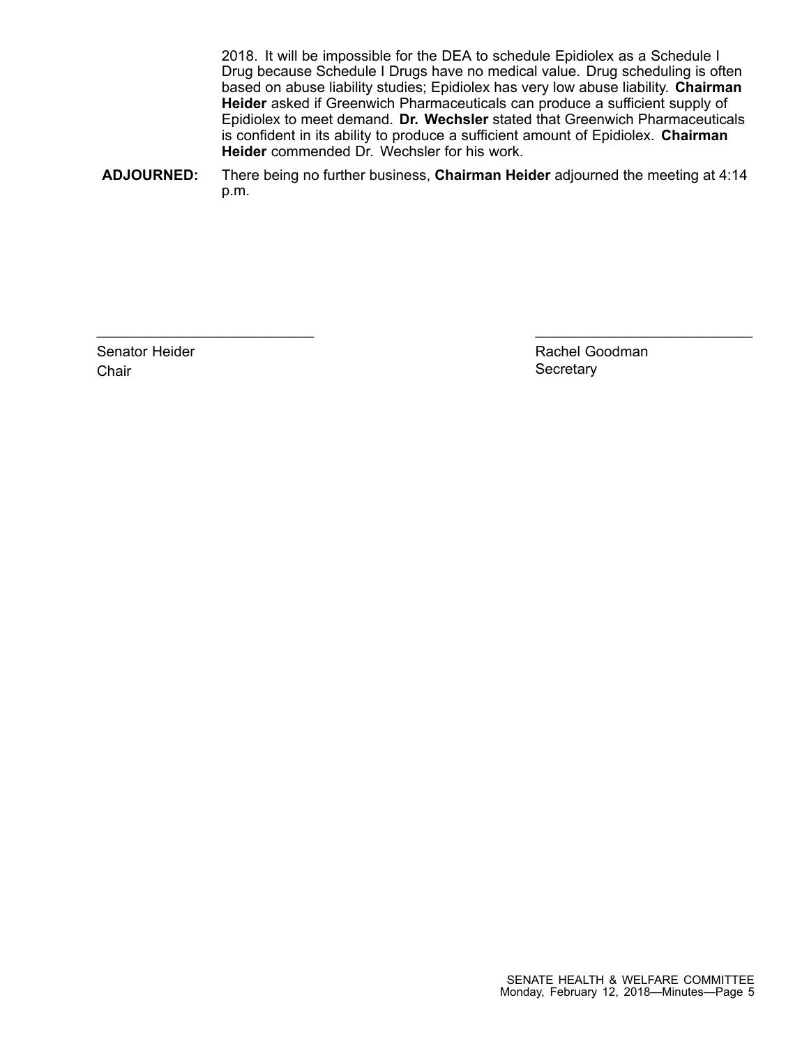2018. It will be impossible for the DEA to schedule Epidiolex as a Schedule I Drug because Schedule I Drugs have no medical value. Drug scheduling is often based on abuse liability studies; Epidiolex has very low abuse liability. **Chairman Heider** asked if Greenwich Pharmaceuticals can produce a sufficient supply of Epidiolex to meet demand. **Dr. Wechsler** stated that Greenwich Pharmaceuticals is confident in its ability to produce a sufficient amount of Epidiolex. **Chairman Heider** commended Dr. Wechsler for his work.

**ADJOURNED:** There being no further business, **Chairman Heider** adjourned the meeting at 4:14 p.m.

___________________________

Senator Heider
Chair

___________________________

Rachel Goodman
Secretary